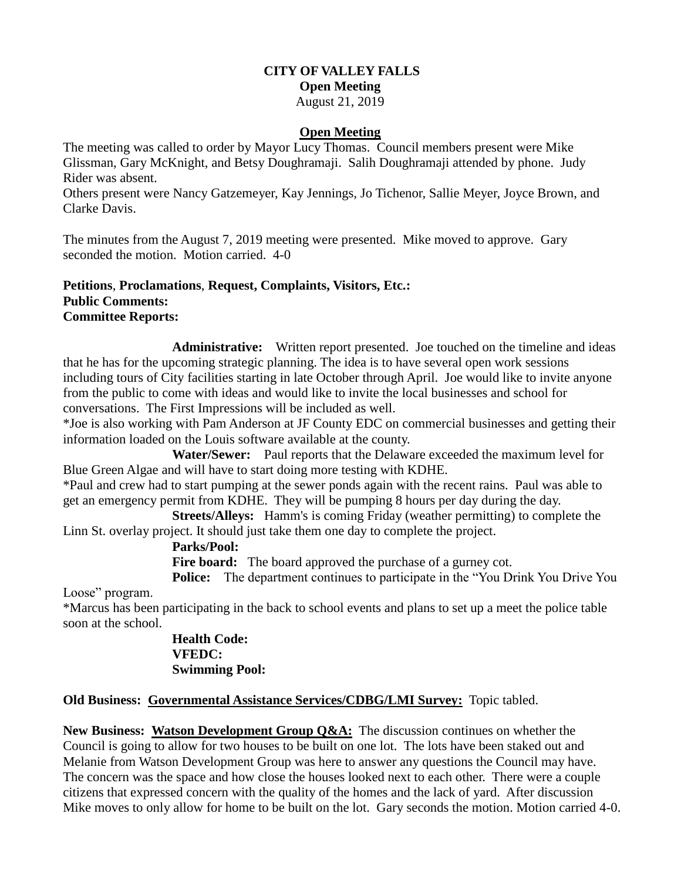**CITY OF VALLEY FALLS**
**Open Meeting**
August 21, 2019

## Open Meeting

The meeting was called to order by Mayor Lucy Thomas. Council members present were Mike Glissman, Gary McKnight, and Betsy Doughramaji. Salih Doughramaji attended by phone. Judy Rider was absent.
Others present were Nancy Gatzemeyer, Kay Jennings, Jo Tichenor, Sallie Meyer, Joyce Brown, and Clarke Davis.

The minutes from the August 7, 2019 meeting were presented. Mike moved to approve. Gary seconded the motion. Motion carried. 4-0

**Petitions**, **Proclamations**, **Request, Complaints, Visitors, Etc.:**
**Public Comments:**
**Committee Reports:**

**Administrative:** Written report presented. Joe touched on the timeline and ideas that he has for the upcoming strategic planning. The idea is to have several open work sessions including tours of City facilities starting in late October through April. Joe would like to invite anyone from the public to come with ideas and would like to invite the local businesses and school for conversations. The First Impressions will be included as well.
*Joe is also working with Pam Anderson at JF County EDC on commercial businesses and getting their information loaded on the Louis software available at the county.

**Water/Sewer:** Paul reports that the Delaware exceeded the maximum level for Blue Green Algae and will have to start doing more testing with KDHE.
*Paul and crew had to start pumping at the sewer ponds again with the recent rains. Paul was able to get an emergency permit from KDHE. They will be pumping 8 hours per day during the day.

**Streets/Alleys:** Hamm's is coming Friday (weather permitting) to complete the Linn St. overlay project. It should just take them one day to complete the project.

**Parks/Pool:**

**Fire board:** The board approved the purchase of a gurney cot.

**Police:** The department continues to participate in the "You Drink You Drive You Loose" program.
*Marcus has been participating in the back to school events and plans to set up a meet the police table soon at the school.

**Health Code:**
**VFEDC:**
**Swimming Pool:**

**Old Business:** **Governmental Assistance Services/CDBG/LMI Survey:** Topic tabled.

**New Business:** **Watson Development Group Q&A:** The discussion continues on whether the Council is going to allow for two houses to be built on one lot. The lots have been staked out and Melanie from Watson Development Group was here to answer any questions the Council may have. The concern was the space and how close the houses looked next to each other. There were a couple citizens that expressed concern with the quality of the homes and the lack of yard. After discussion Mike moves to only allow for home to be built on the lot. Gary seconds the motion. Motion carried 4-0.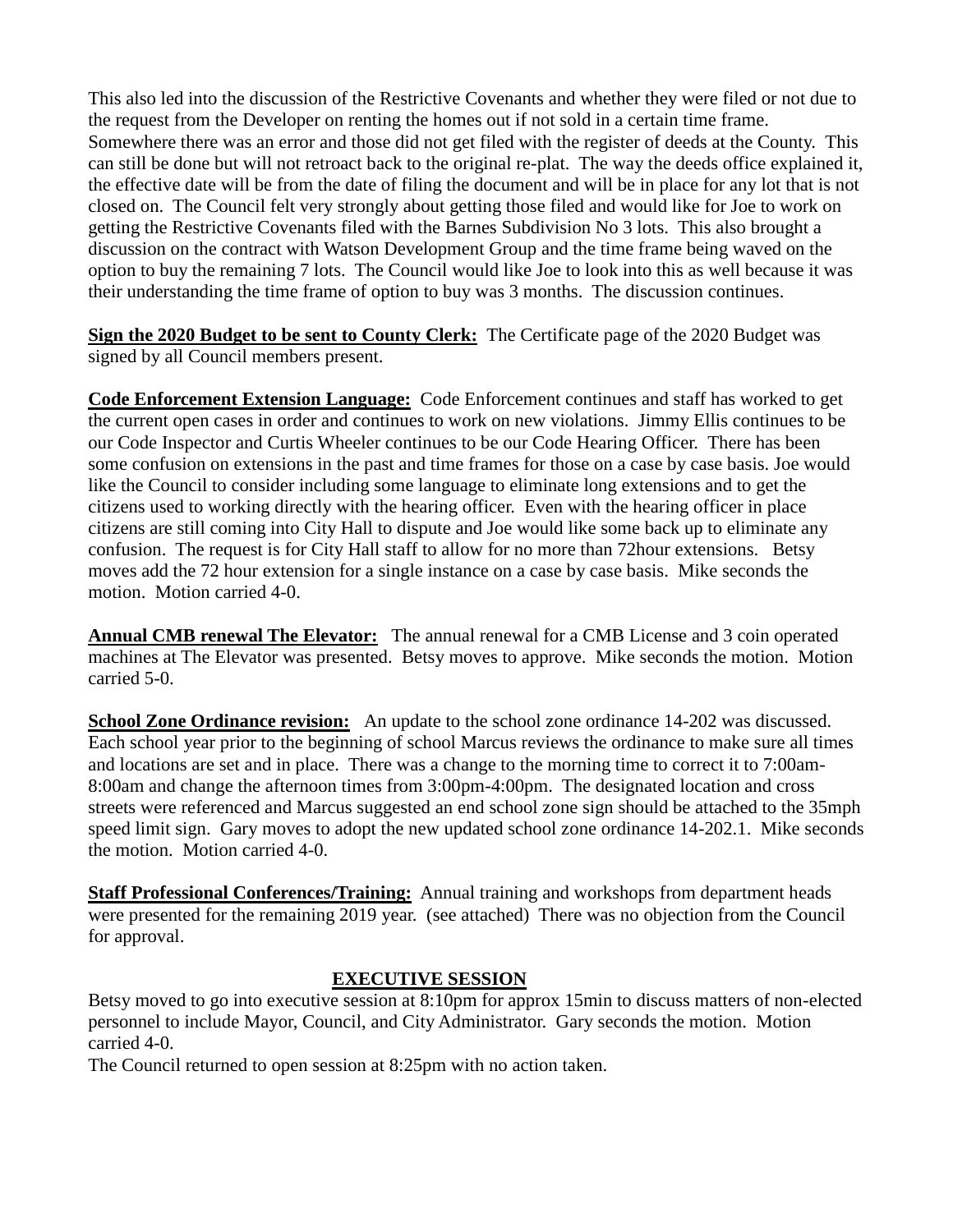This also led into the discussion of the Restrictive Covenants and whether they were filed or not due to the request from the Developer on renting the homes out if not sold in a certain time frame. Somewhere there was an error and those did not get filed with the register of deeds at the County. This can still be done but will not retroact back to the original re-plat. The way the deeds office explained it, the effective date will be from the date of filing the document and will be in place for any lot that is not closed on. The Council felt very strongly about getting those filed and would like for Joe to work on getting the Restrictive Covenants filed with the Barnes Subdivision No 3 lots. This also brought a discussion on the contract with Watson Development Group and the time frame being waved on the option to buy the remaining 7 lots. The Council would like Joe to look into this as well because it was their understanding the time frame of option to buy was 3 months. The discussion continues.

**Sign the 2020 Budget to be sent to County Clerk:** The Certificate page of the 2020 Budget was signed by all Council members present.

**Code Enforcement Extension Language:** Code Enforcement continues and staff has worked to get the current open cases in order and continues to work on new violations. Jimmy Ellis continues to be our Code Inspector and Curtis Wheeler continues to be our Code Hearing Officer. There has been some confusion on extensions in the past and time frames for those on a case by case basis. Joe would like the Council to consider including some language to eliminate long extensions and to get the citizens used to working directly with the hearing officer. Even with the hearing officer in place citizens are still coming into City Hall to dispute and Joe would like some back up to eliminate any confusion. The request is for City Hall staff to allow for no more than 72hour extensions. Betsy moves add the 72 hour extension for a single instance on a case by case basis. Mike seconds the motion. Motion carried 4-0.

**Annual CMB renewal The Elevator:** The annual renewal for a CMB License and 3 coin operated machines at The Elevator was presented. Betsy moves to approve. Mike seconds the motion. Motion carried 5-0.

**School Zone Ordinance revision:** An update to the school zone ordinance 14-202 was discussed. Each school year prior to the beginning of school Marcus reviews the ordinance to make sure all times and locations are set and in place. There was a change to the morning time to correct it to 7:00am-8:00am and change the afternoon times from 3:00pm-4:00pm. The designated location and cross streets were referenced and Marcus suggested an end school zone sign should be attached to the 35mph speed limit sign. Gary moves to adopt the new updated school zone ordinance 14-202.1. Mike seconds the motion. Motion carried 4-0.

**Staff Professional Conferences/Training:** Annual training and workshops from department heads were presented for the remaining 2019 year. (see attached) There was no objection from the Council for approval.

## EXECUTIVE SESSION

Betsy moved to go into executive session at 8:10pm for approx 15min to discuss matters of non-elected personnel to include Mayor, Council, and City Administrator. Gary seconds the motion. Motion carried 4-0.

The Council returned to open session at 8:25pm with no action taken.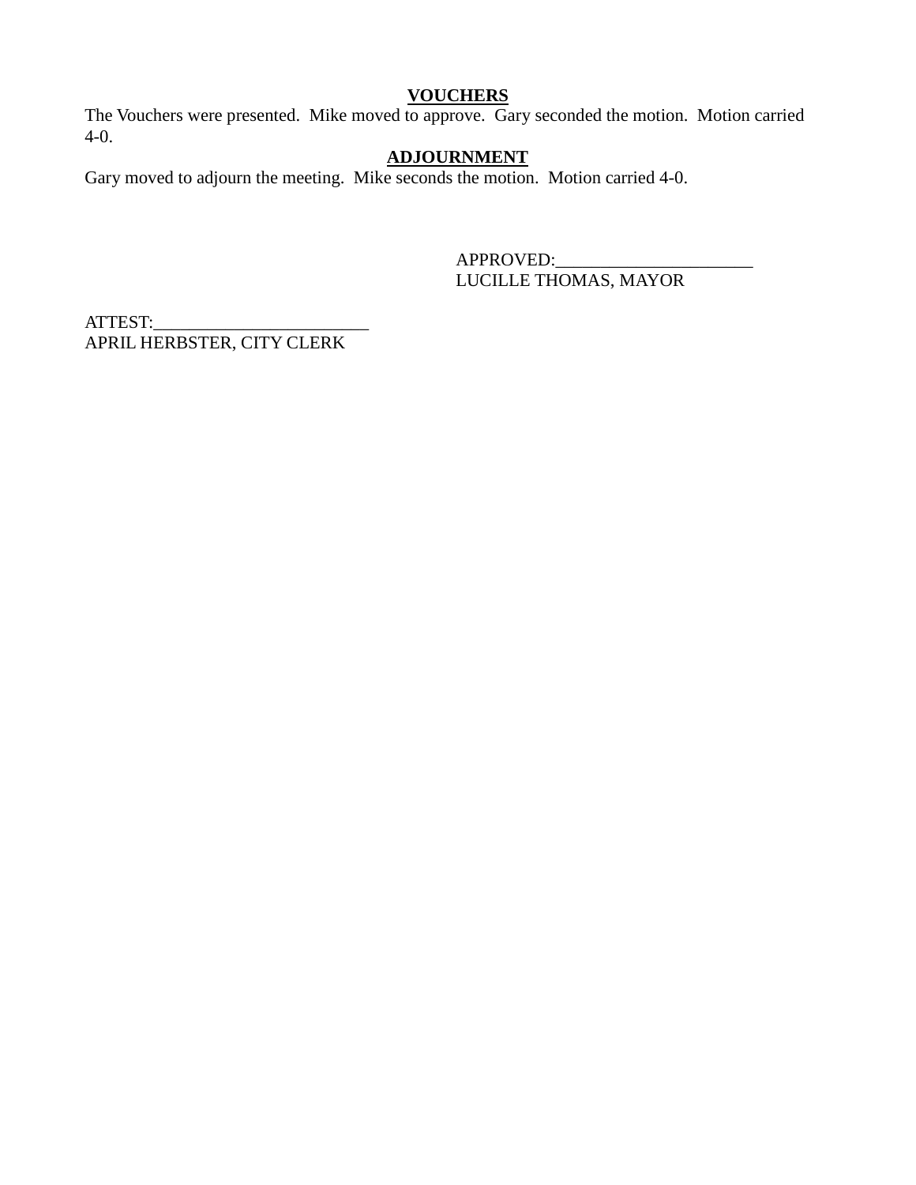**VOUCHERS**

The Vouchers were presented. Mike moved to approve. Gary seconded the motion. Motion carried 4-0.

**ADJOURNMENT**

Gary moved to adjourn the meeting. Mike seconds the motion. Motion carried 4-0.

APPROVED:______________________
LUCILLE THOMAS, MAYOR

ATTEST:________________________
APRIL HERBSTER, CITY CLERK